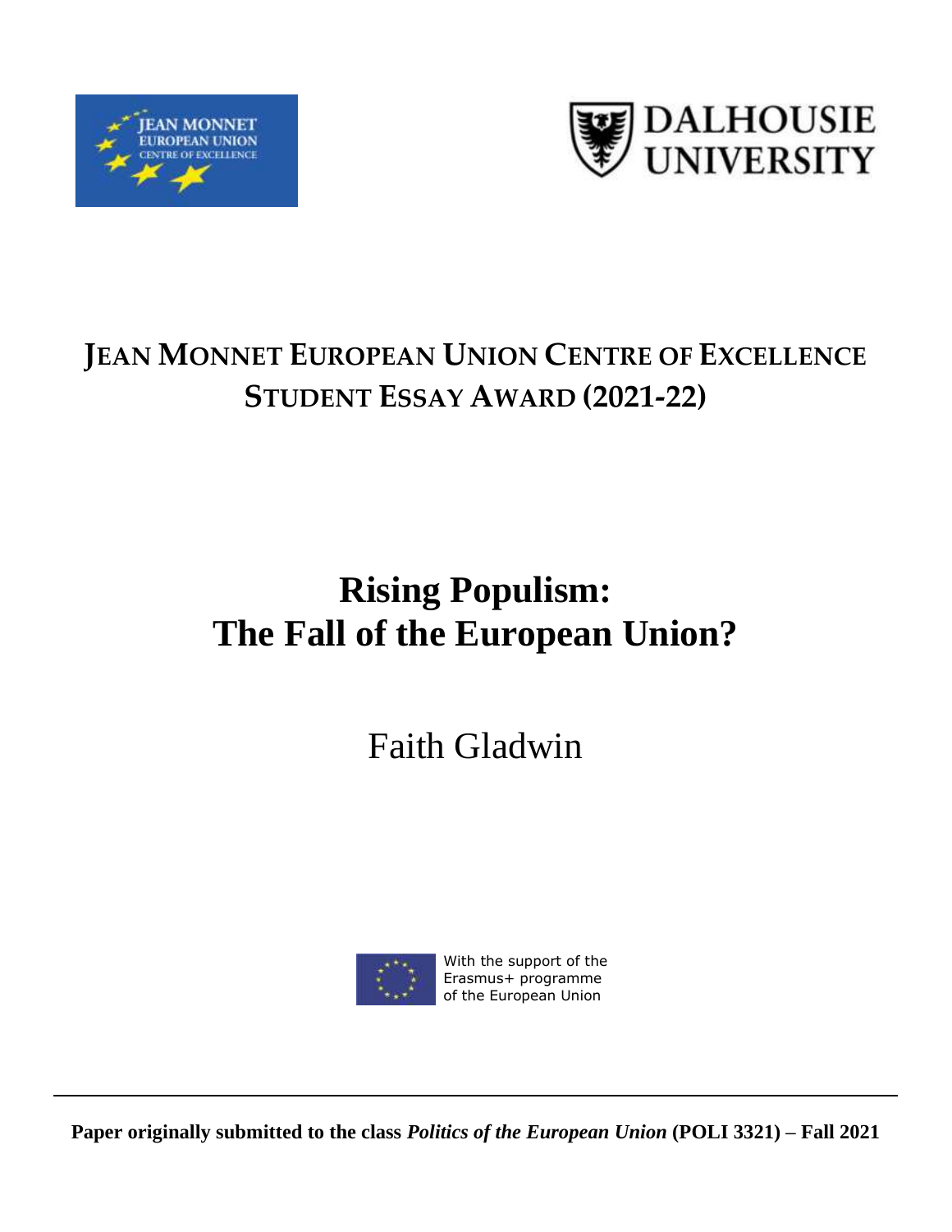# JEAN MONNET EUROPEAN UNION CENTRE OF EXCELLENCE STUDENT ESSAY AWARD (2021-22)

# Rising Populism: The Fall of the European Union?

Faith Gladwin

With the support of the Erasmus+ programme of the European Union

---

**Paper originally submitted to the class *Politics of the European Union* (POLI 3321) – Fall 2021**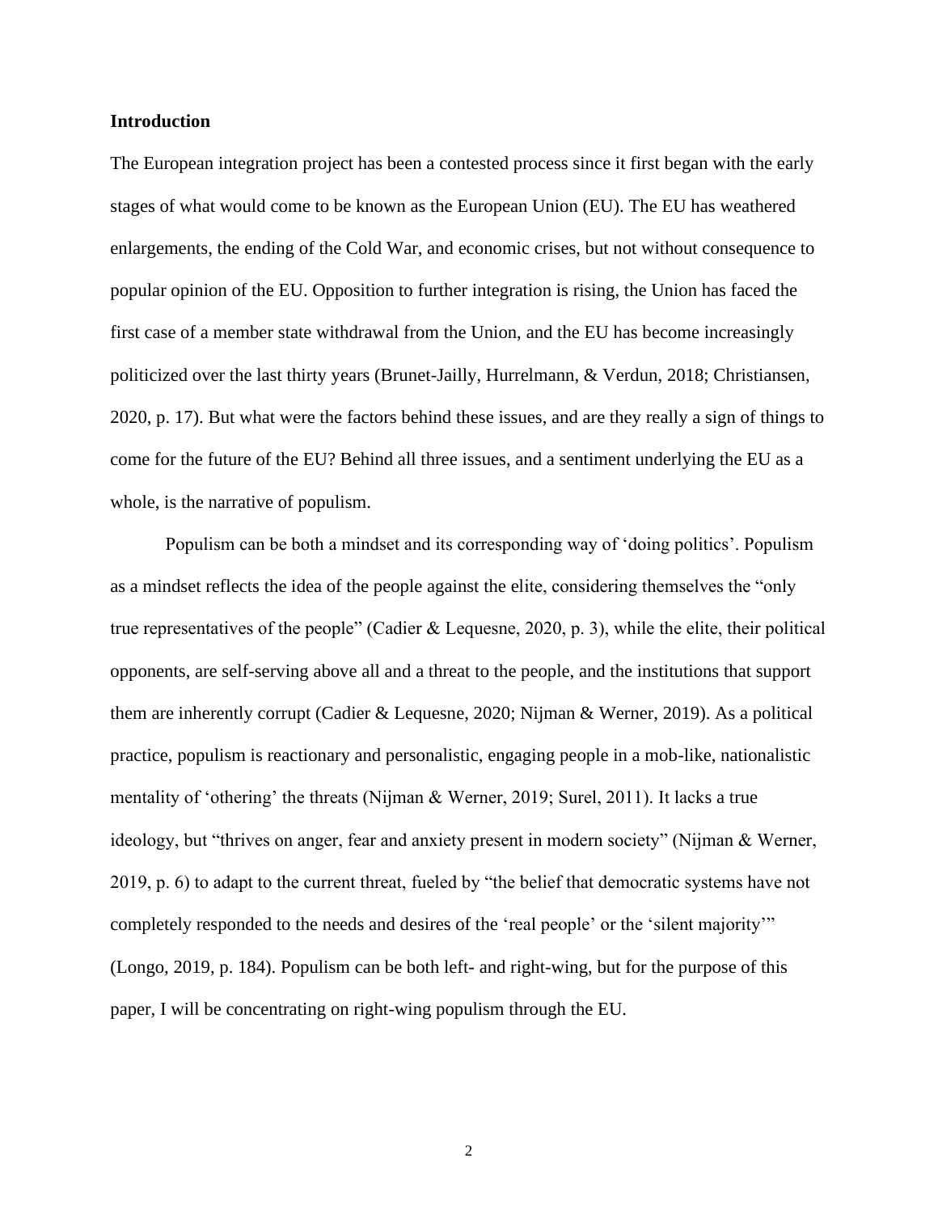**Introduction**

The European integration project has been a contested process since it first began with the early stages of what would come to be known as the European Union (EU). The EU has weathered enlargements, the ending of the Cold War, and economic crises, but not without consequence to popular opinion of the EU. Opposition to further integration is rising, the Union has faced the first case of a member state withdrawal from the Union, and the EU has become increasingly politicized over the last thirty years (Brunet-Jailly, Hurrelmann, & Verdun, 2018; Christiansen, 2020, p. 17). But what were the factors behind these issues, and are they really a sign of things to come for the future of the EU? Behind all three issues, and a sentiment underlying the EU as a whole, is the narrative of populism.

Populism can be both a mindset and its corresponding way of 'doing politics'. Populism as a mindset reflects the idea of the people against the elite, considering themselves the "only true representatives of the people" (Cadier & Lequesne, 2020, p. 3), while the elite, their political opponents, are self-serving above all and a threat to the people, and the institutions that support them are inherently corrupt (Cadier & Lequesne, 2020; Nijman & Werner, 2019). As a political practice, populism is reactionary and personalistic, engaging people in a mob-like, nationalistic mentality of 'othering' the threats (Nijman & Werner, 2019; Surel, 2011). It lacks a true ideology, but "thrives on anger, fear and anxiety present in modern society" (Nijman & Werner, 2019, p. 6) to adapt to the current threat, fueled by "the belief that democratic systems have not completely responded to the needs and desires of the 'real people' or the 'silent majority'" (Longo, 2019, p. 184). Populism can be both left- and right-wing, but for the purpose of this paper, I will be concentrating on right-wing populism through the EU.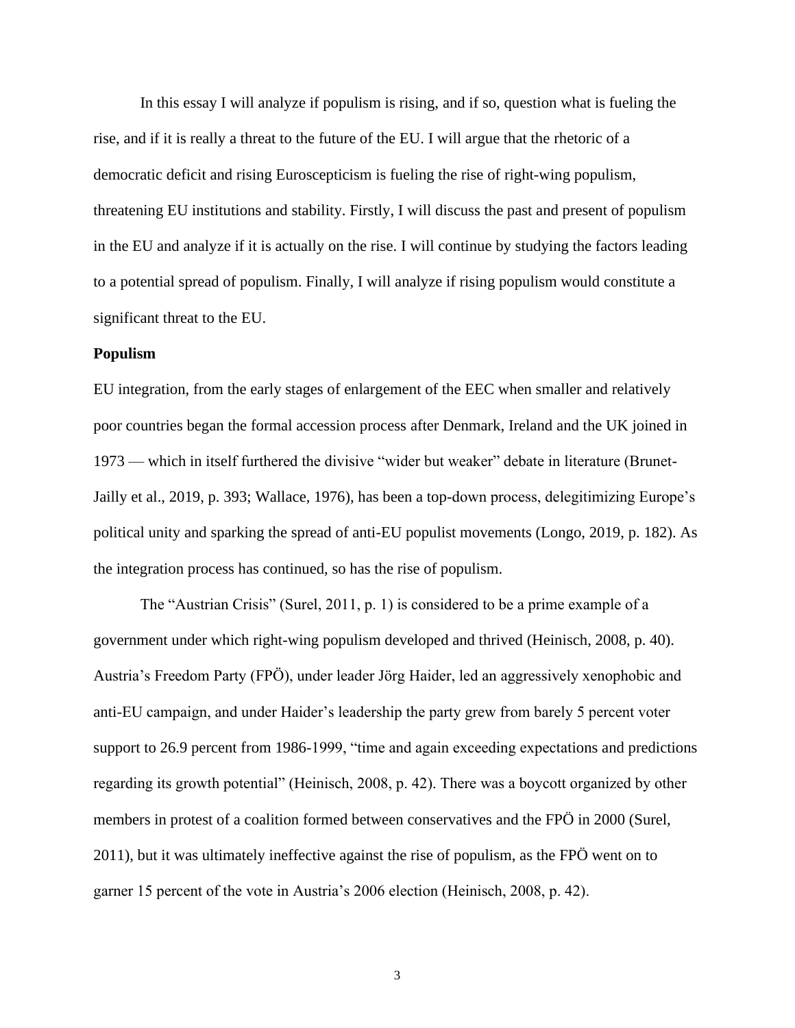In this essay I will analyze if populism is rising, and if so, question what is fueling the rise, and if it is really a threat to the future of the EU. I will argue that the rhetoric of a democratic deficit and rising Euroscepticism is fueling the rise of right-wing populism, threatening EU institutions and stability. Firstly, I will discuss the past and present of populism in the EU and analyze if it is actually on the rise. I will continue by studying the factors leading to a potential spread of populism. Finally, I will analyze if rising populism would constitute a significant threat to the EU.

**Populism**

EU integration, from the early stages of enlargement of the EEC when smaller and relatively poor countries began the formal accession process after Denmark, Ireland and the UK joined in 1973 — which in itself furthered the divisive "wider but weaker" debate in literature (Brunet-Jailly et al., 2019, p. 393; Wallace, 1976), has been a top-down process, delegitimizing Europe's political unity and sparking the spread of anti-EU populist movements (Longo, 2019, p. 182). As the integration process has continued, so has the rise of populism.

The "Austrian Crisis" (Surel, 2011, p. 1) is considered to be a prime example of a government under which right-wing populism developed and thrived (Heinisch, 2008, p. 40). Austria's Freedom Party (FPÖ), under leader Jörg Haider, led an aggressively xenophobic and anti-EU campaign, and under Haider's leadership the party grew from barely 5 percent voter support to 26.9 percent from 1986-1999, "time and again exceeding expectations and predictions regarding its growth potential" (Heinisch, 2008, p. 42). There was a boycott organized by other members in protest of a coalition formed between conservatives and the FPÖ in 2000 (Surel, 2011), but it was ultimately ineffective against the rise of populism, as the FPÖ went on to garner 15 percent of the vote in Austria's 2006 election (Heinisch, 2008, p. 42).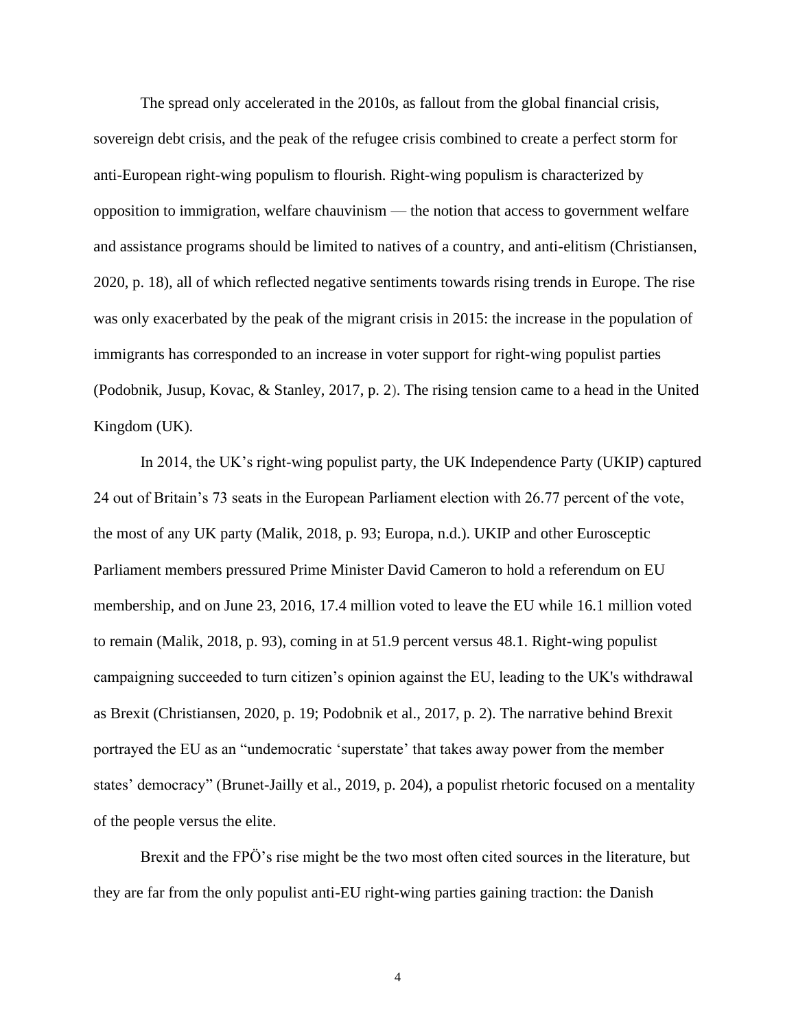The spread only accelerated in the 2010s, as fallout from the global financial crisis, sovereign debt crisis, and the peak of the refugee crisis combined to create a perfect storm for anti-European right-wing populism to flourish. Right-wing populism is characterized by opposition to immigration, welfare chauvinism — the notion that access to government welfare and assistance programs should be limited to natives of a country, and anti-elitism (Christiansen, 2020, p. 18), all of which reflected negative sentiments towards rising trends in Europe. The rise was only exacerbated by the peak of the migrant crisis in 2015: the increase in the population of immigrants has corresponded to an increase in voter support for right-wing populist parties (Podobnik, Jusup, Kovac, & Stanley, 2017, p. 2). The rising tension came to a head in the United Kingdom (UK).

In 2014, the UK's right-wing populist party, the UK Independence Party (UKIP) captured 24 out of Britain's 73 seats in the European Parliament election with 26.77 percent of the vote, the most of any UK party (Malik, 2018, p. 93; Europa, n.d.). UKIP and other Eurosceptic Parliament members pressured Prime Minister David Cameron to hold a referendum on EU membership, and on June 23, 2016, 17.4 million voted to leave the EU while 16.1 million voted to remain (Malik, 2018, p. 93), coming in at 51.9 percent versus 48.1. Right-wing populist campaigning succeeded to turn citizen's opinion against the EU, leading to the UK's withdrawal as Brexit (Christiansen, 2020, p. 19; Podobnik et al., 2017, p. 2). The narrative behind Brexit portrayed the EU as an "undemocratic 'superstate' that takes away power from the member states' democracy" (Brunet-Jailly et al., 2019, p. 204), a populist rhetoric focused on a mentality of the people versus the elite.

Brexit and the FPÖ's rise might be the two most often cited sources in the literature, but they are far from the only populist anti-EU right-wing parties gaining traction: the Danish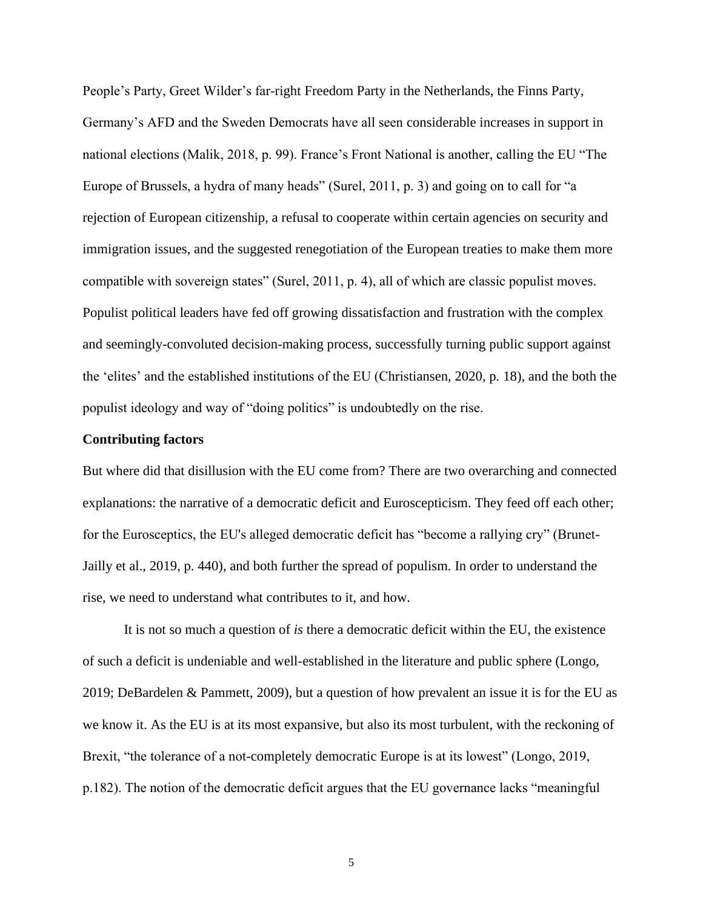People's Party, Greet Wilder's far-right Freedom Party in the Netherlands, the Finns Party, Germany's AFD and the Sweden Democrats have all seen considerable increases in support in national elections (Malik, 2018, p. 99). France's Front National is another, calling the EU "The Europe of Brussels, a hydra of many heads" (Surel, 2011, p. 3) and going on to call for "a rejection of European citizenship, a refusal to cooperate within certain agencies on security and immigration issues, and the suggested renegotiation of the European treaties to make them more compatible with sovereign states" (Surel, 2011, p. 4), all of which are classic populist moves. Populist political leaders have fed off growing dissatisfaction and frustration with the complex and seemingly-convoluted decision-making process, successfully turning public support against the 'elites' and the established institutions of the EU (Christiansen, 2020, p. 18), and the both the populist ideology and way of "doing politics" is undoubtedly on the rise.

**Contributing factors**

But where did that disillusion with the EU come from? There are two overarching and connected explanations: the narrative of a democratic deficit and Euroscepticism. They feed off each other; for the Eurosceptics, the EU's alleged democratic deficit has "become a rallying cry" (Brunet-Jailly et al., 2019, p. 440), and both further the spread of populism. In order to understand the rise, we need to understand what contributes to it, and how.

It is not so much a question of *is* there a democratic deficit within the EU, the existence of such a deficit is undeniable and well-established in the literature and public sphere (Longo, 2019; DeBardelen & Pammett, 2009), but a question of how prevalent an issue it is for the EU as we know it. As the EU is at its most expansive, but also its most turbulent, with the reckoning of Brexit, "the tolerance of a not-completely democratic Europe is at its lowest" (Longo, 2019, p.182). The notion of the democratic deficit argues that the EU governance lacks "meaningful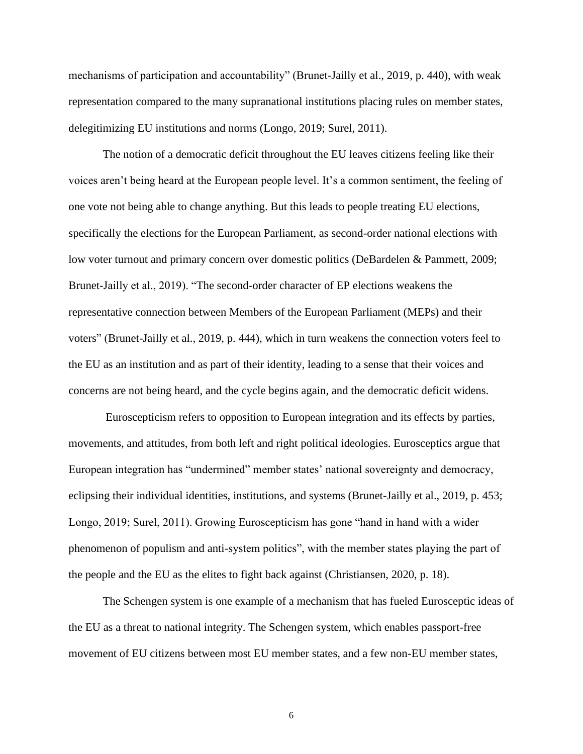mechanisms of participation and accountability" (Brunet-Jailly et al., 2019, p. 440), with weak representation compared to the many supranational institutions placing rules on member states, delegitimizing EU institutions and norms (Longo, 2019; Surel, 2011).

The notion of a democratic deficit throughout the EU leaves citizens feeling like their voices aren't being heard at the European people level. It's a common sentiment, the feeling of one vote not being able to change anything. But this leads to people treating EU elections, specifically the elections for the European Parliament, as second-order national elections with low voter turnout and primary concern over domestic politics (DeBardelen & Pammett, 2009; Brunet-Jailly et al., 2019). "The second-order character of EP elections weakens the representative connection between Members of the European Parliament (MEPs) and their voters" (Brunet-Jailly et al., 2019, p. 444), which in turn weakens the connection voters feel to the EU as an institution and as part of their identity, leading to a sense that their voices and concerns are not being heard, and the cycle begins again, and the democratic deficit widens.

Euroscepticism refers to opposition to European integration and its effects by parties, movements, and attitudes, from both left and right political ideologies. Eurosceptics argue that European integration has "undermined" member states' national sovereignty and democracy, eclipsing their individual identities, institutions, and systems (Brunet-Jailly et al., 2019, p. 453; Longo, 2019; Surel, 2011). Growing Euroscepticism has gone "hand in hand with a wider phenomenon of populism and anti-system politics", with the member states playing the part of the people and the EU as the elites to fight back against (Christiansen, 2020, p. 18).

The Schengen system is one example of a mechanism that has fueled Eurosceptic ideas of the EU as a threat to national integrity. The Schengen system, which enables passport-free movement of EU citizens between most EU member states, and a few non-EU member states,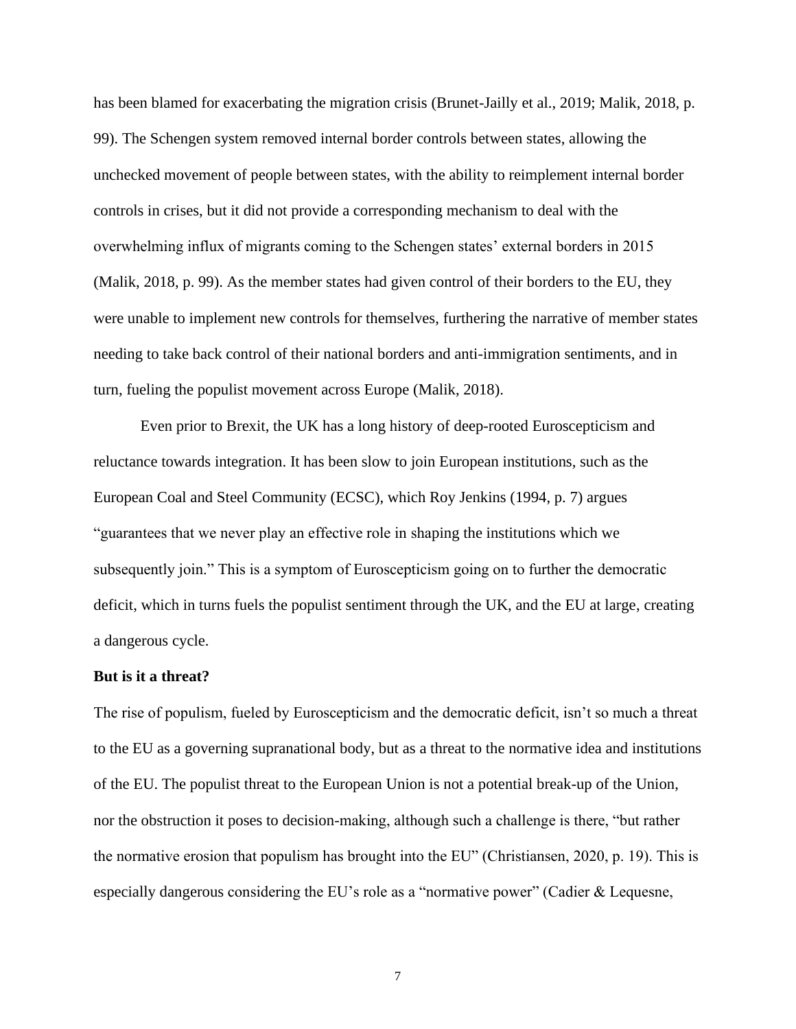has been blamed for exacerbating the migration crisis (Brunet-Jailly et al., 2019; Malik, 2018, p. 99). The Schengen system removed internal border controls between states, allowing the unchecked movement of people between states, with the ability to reimplement internal border controls in crises, but it did not provide a corresponding mechanism to deal with the overwhelming influx of migrants coming to the Schengen states' external borders in 2015 (Malik, 2018, p. 99). As the member states had given control of their borders to the EU, they were unable to implement new controls for themselves, furthering the narrative of member states needing to take back control of their national borders and anti-immigration sentiments, and in turn, fueling the populist movement across Europe (Malik, 2018).

Even prior to Brexit, the UK has a long history of deep-rooted Euroscepticism and reluctance towards integration. It has been slow to join European institutions, such as the European Coal and Steel Community (ECSC), which Roy Jenkins (1994, p. 7) argues "guarantees that we never play an effective role in shaping the institutions which we subsequently join." This is a symptom of Euroscepticism going on to further the democratic deficit, which in turns fuels the populist sentiment through the UK, and the EU at large, creating a dangerous cycle.

**But is it a threat?**

The rise of populism, fueled by Euroscepticism and the democratic deficit, isn't so much a threat to the EU as a governing supranational body, but as a threat to the normative idea and institutions of the EU. The populist threat to the European Union is not a potential break-up of the Union, nor the obstruction it poses to decision-making, although such a challenge is there, "but rather the normative erosion that populism has brought into the EU" (Christiansen, 2020, p. 19). This is especially dangerous considering the EU's role as a "normative power" (Cadier & Lequesne,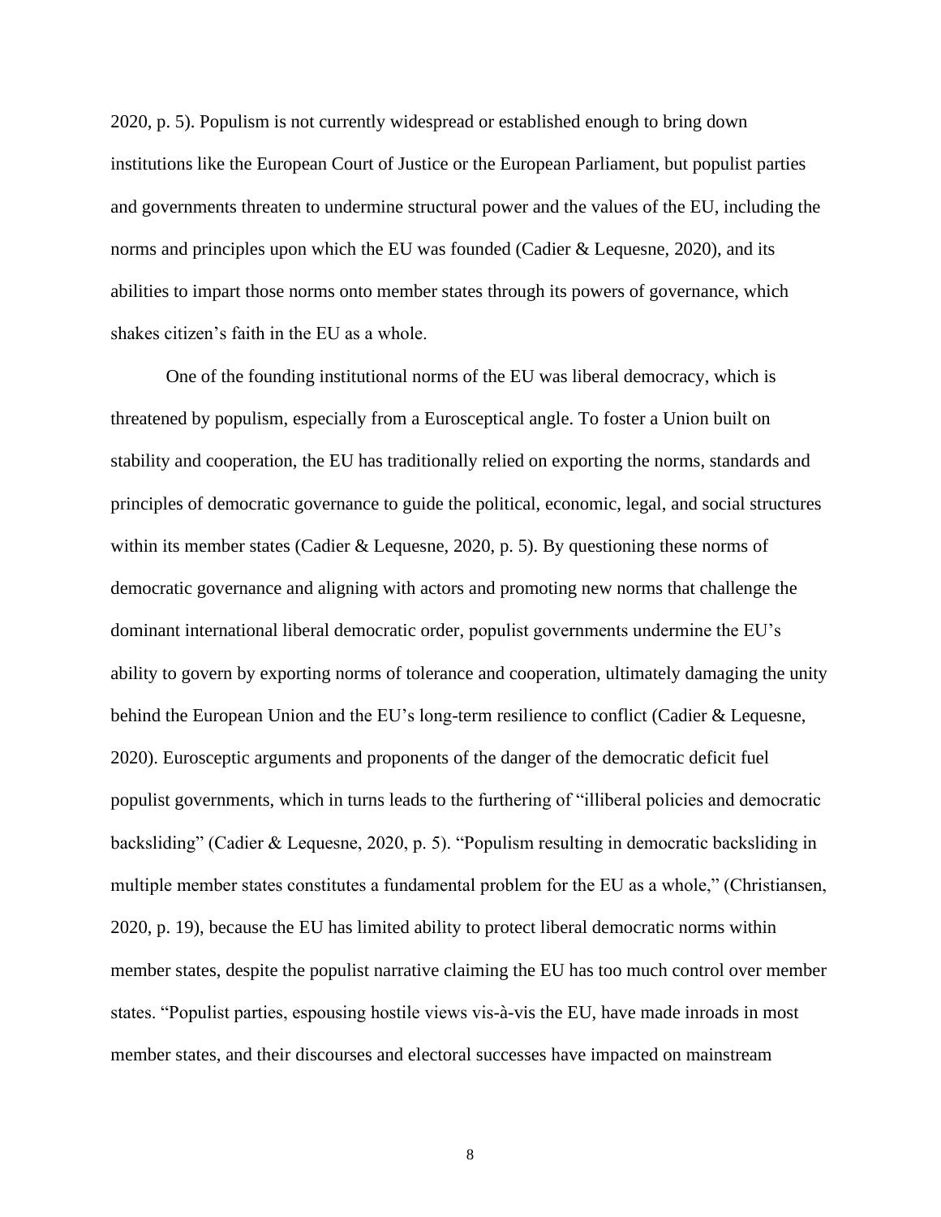2020, p. 5). Populism is not currently widespread or established enough to bring down institutions like the European Court of Justice or the European Parliament, but populist parties and governments threaten to undermine structural power and the values of the EU, including the norms and principles upon which the EU was founded (Cadier & Lequesne, 2020), and its abilities to impart those norms onto member states through its powers of governance, which shakes citizen's faith in the EU as a whole.

One of the founding institutional norms of the EU was liberal democracy, which is threatened by populism, especially from a Eurosceptical angle. To foster a Union built on stability and cooperation, the EU has traditionally relied on exporting the norms, standards and principles of democratic governance to guide the political, economic, legal, and social structures within its member states (Cadier & Lequesne, 2020, p. 5). By questioning these norms of democratic governance and aligning with actors and promoting new norms that challenge the dominant international liberal democratic order, populist governments undermine the EU's ability to govern by exporting norms of tolerance and cooperation, ultimately damaging the unity behind the European Union and the EU's long-term resilience to conflict (Cadier & Lequesne, 2020). Eurosceptic arguments and proponents of the danger of the democratic deficit fuel populist governments, which in turns leads to the furthering of "illiberal policies and democratic backsliding" (Cadier & Lequesne, 2020, p. 5). "Populism resulting in democratic backsliding in multiple member states constitutes a fundamental problem for the EU as a whole," (Christiansen, 2020, p. 19), because the EU has limited ability to protect liberal democratic norms within member states, despite the populist narrative claiming the EU has too much control over member states. "Populist parties, espousing hostile views vis-à-vis the EU, have made inroads in most member states, and their discourses and electoral successes have impacted on mainstream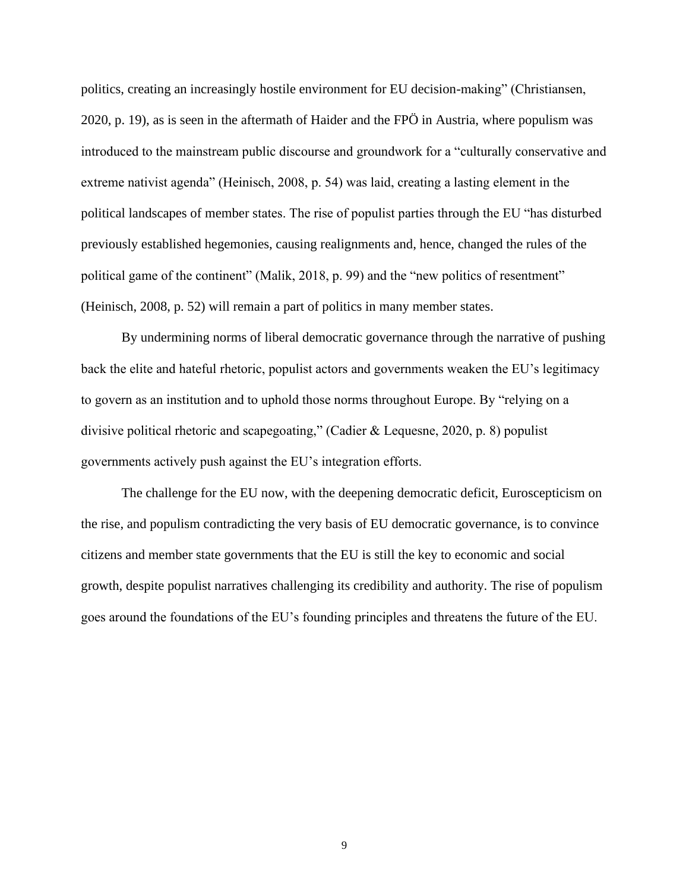politics, creating an increasingly hostile environment for EU decision-making" (Christiansen, 2020, p. 19), as is seen in the aftermath of Haider and the FPÖ in Austria, where populism was introduced to the mainstream public discourse and groundwork for a "culturally conservative and extreme nativist agenda" (Heinisch, 2008, p. 54) was laid, creating a lasting element in the political landscapes of member states. The rise of populist parties through the EU "has disturbed previously established hegemonies, causing realignments and, hence, changed the rules of the political game of the continent" (Malik, 2018, p. 99) and the "new politics of resentment" (Heinisch, 2008, p. 52) will remain a part of politics in many member states.

By undermining norms of liberal democratic governance through the narrative of pushing back the elite and hateful rhetoric, populist actors and governments weaken the EU's legitimacy to govern as an institution and to uphold those norms throughout Europe. By "relying on a divisive political rhetoric and scapegoating," (Cadier & Lequesne, 2020, p. 8) populist governments actively push against the EU's integration efforts.

The challenge for the EU now, with the deepening democratic deficit, Euroscepticism on the rise, and populism contradicting the very basis of EU democratic governance, is to convince citizens and member state governments that the EU is still the key to economic and social growth, despite populist narratives challenging its credibility and authority. The rise of populism goes around the foundations of the EU's founding principles and threatens the future of the EU.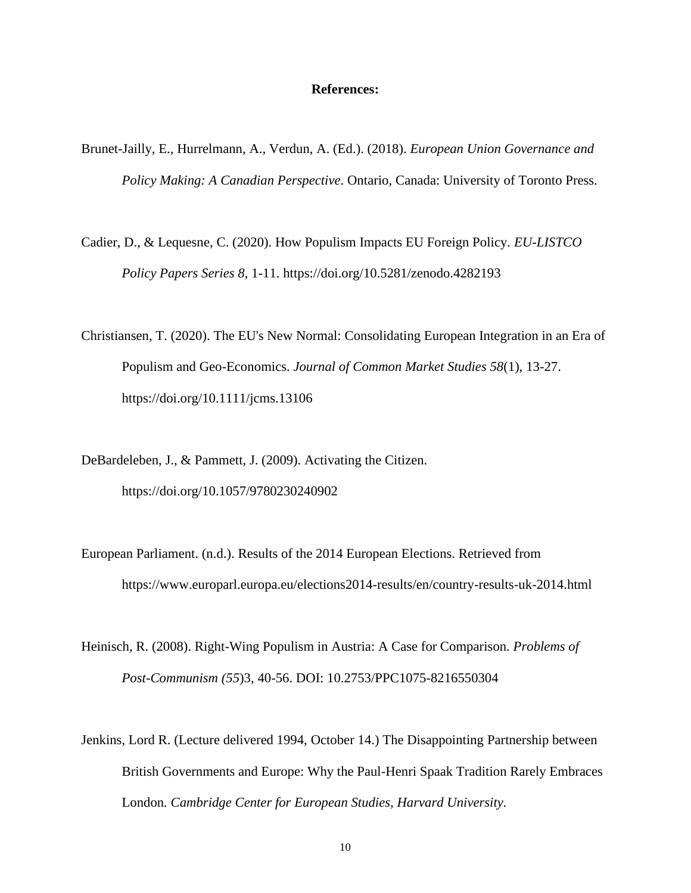**References:**

Brunet-Jailly, E., Hurrelmann, A., Verdun, A. (Ed.). (2018). *European Union Governance and Policy Making: A Canadian Perspective*. Ontario, Canada: University of Toronto Press.

Cadier, D., & Lequesne, C. (2020). How Populism Impacts EU Foreign Policy. *EU-LISTCO Policy Papers Series 8*, 1-11. https://doi.org/10.5281/zenodo.4282193

Christiansen, T. (2020). The EU's New Normal: Consolidating European Integration in an Era of Populism and Geo-Economics. *Journal of Common Market Studies 58*(1), 13-27. https://doi.org/10.1111/jcms.13106

DeBardeleben, J., & Pammett, J. (2009). Activating the Citizen. https://doi.org/10.1057/9780230240902

European Parliament. (n.d.). Results of the 2014 European Elections. Retrieved from https://www.europarl.europa.eu/elections2014-results/en/country-results-uk-2014.html

Heinisch, R. (2008). Right-Wing Populism in Austria: A Case for Comparison. *Problems of Post-Communism (55*)3, 40-56. DOI: 10.2753/PPC1075-8216550304

Jenkins, Lord R. (Lecture delivered 1994, October 14.) The Disappointing Partnership between British Governments and Europe: Why the Paul-Henri Spaak Tradition Rarely Embraces London. *Cambridge Center for European Studies, Harvard University.*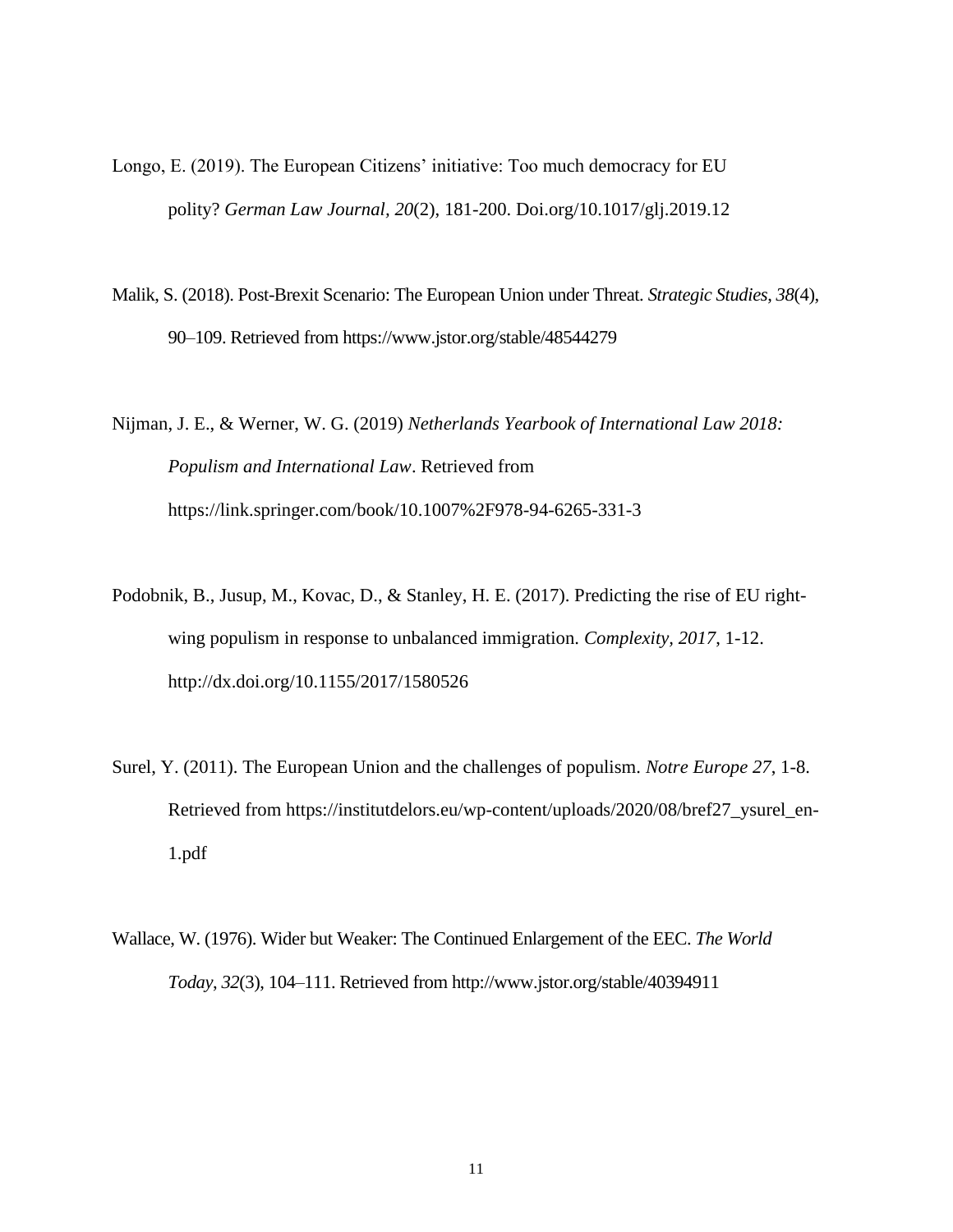Longo, E. (2019). The European Citizens' initiative: Too much democracy for EU polity? *German Law Journal, 20*(2), 181-200. Doi.org/10.1017/glj.2019.12

Malik, S. (2018). Post-Brexit Scenario: The European Union under Threat. *Strategic Studies*, *38*(4), 90–109. Retrieved from https://www.jstor.org/stable/48544279

Nijman, J. E., & Werner, W. G. (2019) *Netherlands Yearbook of International Law 2018: Populism and International Law*. Retrieved from https://link.springer.com/book/10.1007%2F978-94-6265-331-3

Podobnik, B., Jusup, M., Kovac, D., & Stanley, H. E. (2017). Predicting the rise of EU right-wing populism in response to unbalanced immigration. *Complexity, 2017*, 1-12. http://dx.doi.org/10.1155/2017/1580526

Surel, Y. (2011). The European Union and the challenges of populism. *Notre Europe 27*, 1-8. Retrieved from https://institutdelors.eu/wp-content/uploads/2020/08/bref27_ysurel_en-1.pdf

Wallace, W. (1976). Wider but Weaker: The Continued Enlargement of the EEC. *The World Today*, *32*(3), 104–111. Retrieved from http://www.jstor.org/stable/40394911